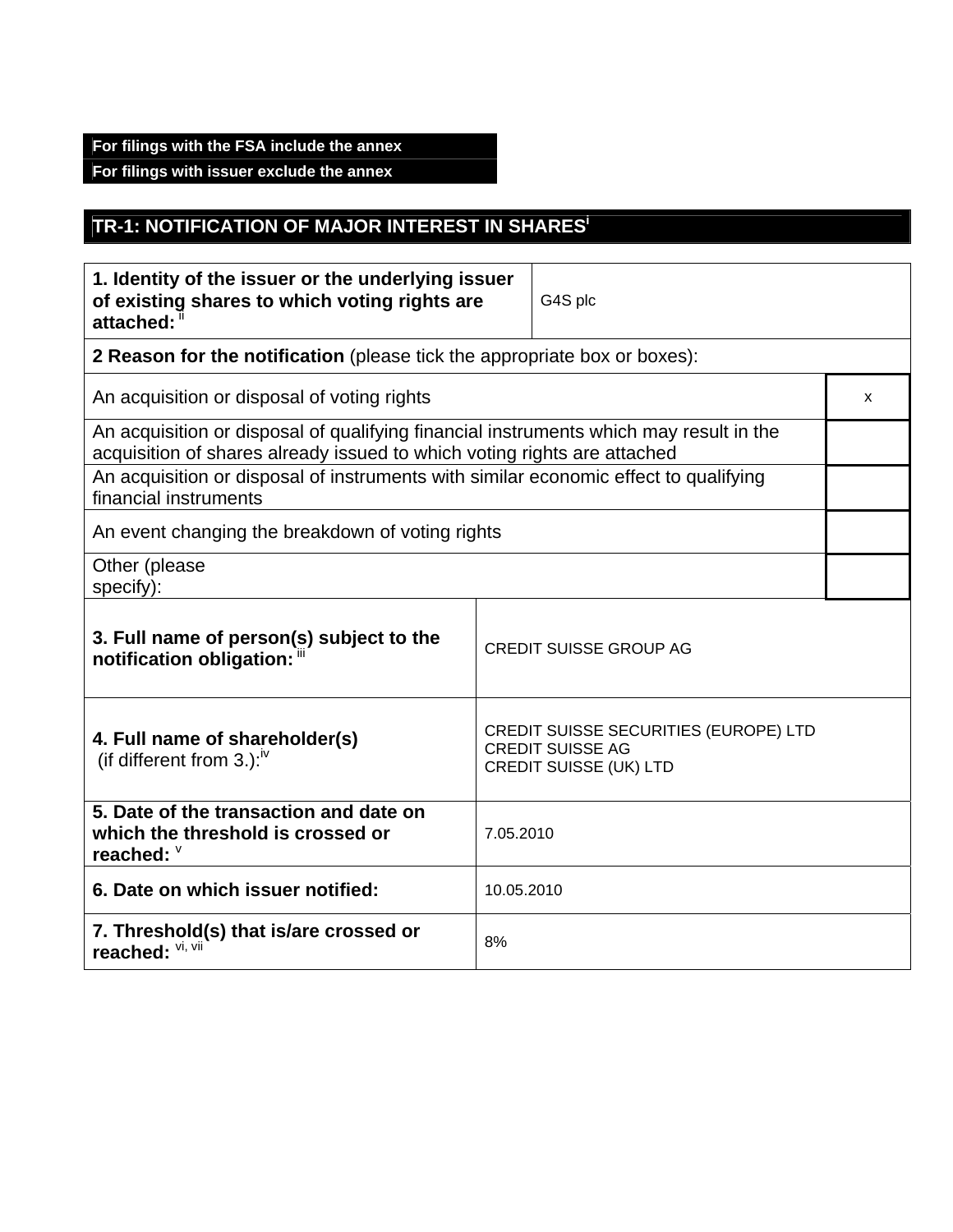| For filings with the FSA include the annex |
|---|
| For filings with issuer exclude the annex |

## TR-1: NOTIFICATION OF MAJOR INTEREST IN SHARES[i]

| **1. Identity of the issuer or the underlying issuer of existing shares to which voting rights are attached:** [ii] | G4S plc | |
|---|---|---|
| **2 Reason for the notification** (please tick the appropriate box or boxes): | | |
| An acquisition or disposal of voting rights | | x |
| An acquisition or disposal of qualifying financial instruments which may result in the acquisition of shares already issued to which voting rights are attached | | |
| An acquisition or disposal of instruments with similar economic effect to qualifying financial instruments | | |
| An event changing the breakdown of voting rights | | |
| Other (please specify): | | |
| **3. Full name of person(s) subject to the notification obligation:** [iii] | CREDIT SUISSE GROUP AG | |
| **4. Full name of shareholder(s)** (if different from 3.):[iv] | CREDIT SUISSE SECURITIES (EUROPE) LTD<br>CREDIT SUISSE AG<br>CREDIT SUISSE (UK) LTD | |
| **5. Date of the transaction and date on which the threshold is crossed or reached:** [v] | 7.05.2010 | |
| **6. Date on which issuer notified:** | 10.05.2010 | |
| **7. Threshold(s) that is/are crossed or reached:** [vi, vii] | 8% | |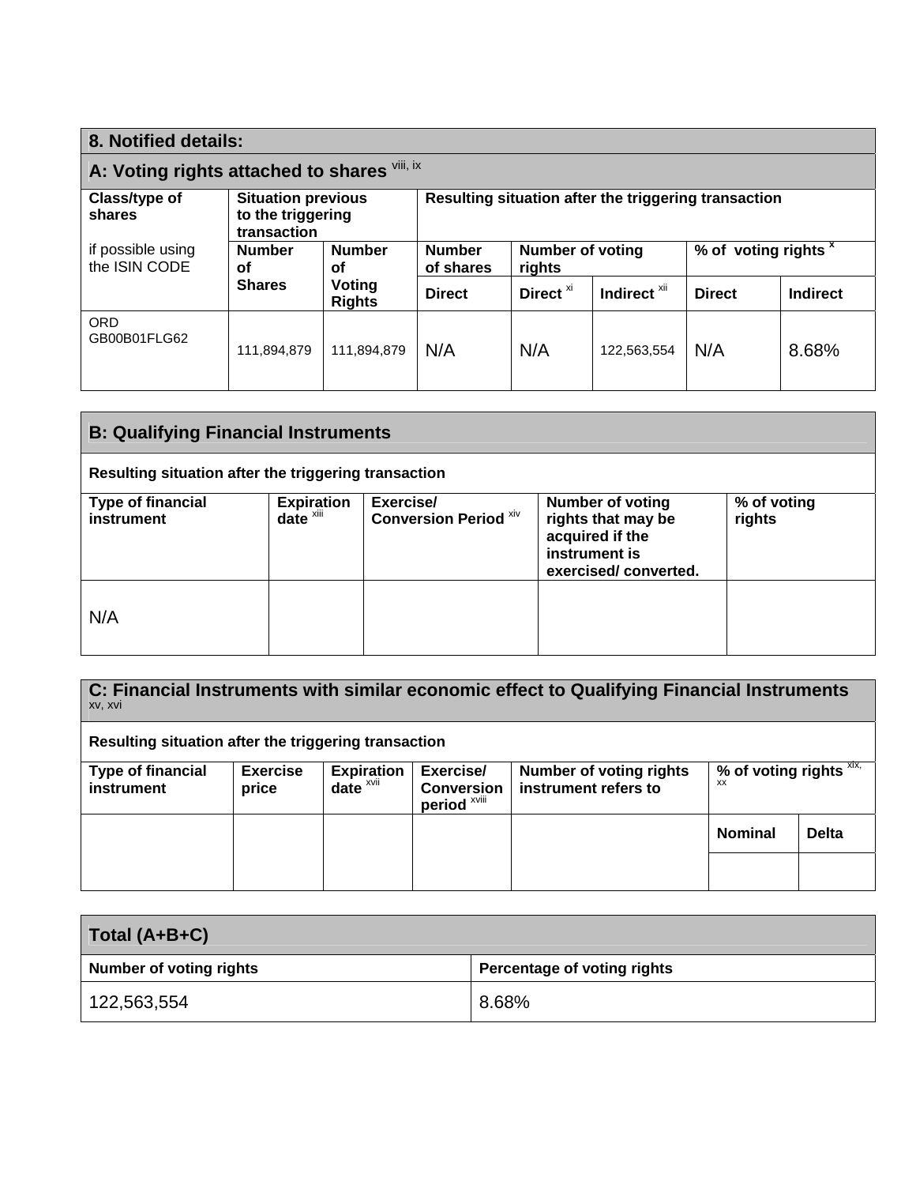## 8. Notified details:

### A: Voting rights attached to shares [viii, ix]

| Class/type of shares<br><br>if possible using the ISIN CODE | Situation previous to the triggering transaction | | Resulting situation after the triggering transaction | | | | |
|---|---|---|---|---|---|---|---|
| | Number of Shares | Number of Voting Rights | Number of shares | Number of voting rights | | % of voting rights [x] | |
| | | | Direct | Direct [xi] | Indirect [xii] | Direct | Indirect |
| ORD GB00B01FLG62 | 111,894,879 | 111,894,879 | N/A | N/A | 122,563,554 | N/A | 8.68% |

### B: Qualifying Financial Instruments

**Resulting situation after the triggering transaction**

| Type of financial instrument | Expiration date [xiii] | Exercise/ Conversion Period [xiv] | Number of voting rights that may be acquired if the instrument is exercised/ converted. | % of voting rights |
|---|---|---|---|---|
| N/A | | | | |

### C: Financial Instruments with similar economic effect to Qualifying Financial Instruments [xv, xvi]

**Resulting situation after the triggering transaction**

| Type of financial instrument | Exercise price | Expiration date [xvii] | Exercise/ Conversion period [xviii] | Number of voting rights instrument refers to | % of voting rights [xix, xx] | |
|---|---|---|---|---|---|---|
| | | | | | Nominal | Delta |
| | | | | | | |

### Total (A+B+C)

| Number of voting rights | Percentage of voting rights |
|---|---|
| 122,563,554 | 8.68% |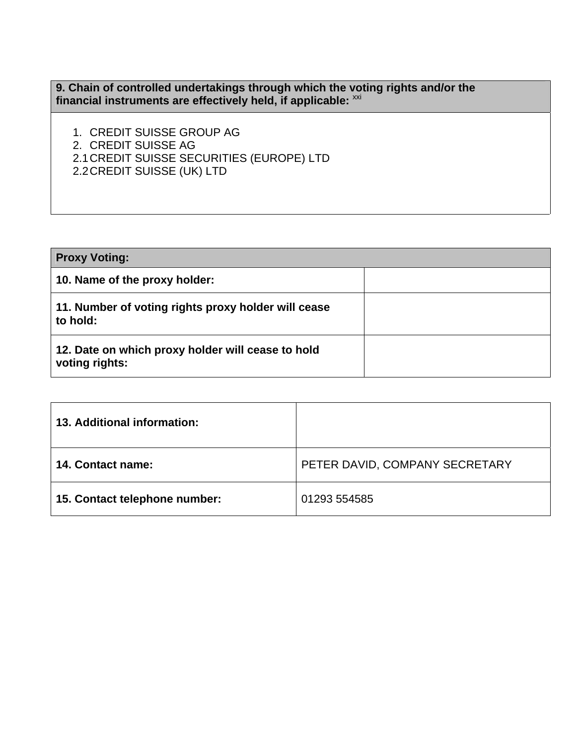| 9. Chain of controlled undertakings through which the voting rights and/or the financial instruments are effectively held, if applicable: [xxi] |
| --- |
| 1. CREDIT SUISSE GROUP AG<br>2. CREDIT SUISSE AG<br>2.1 CREDIT SUISSE SECURITIES (EUROPE) LTD<br>2.2 CREDIT SUISSE (UK) LTD |

| Proxy Voting: | |
| --- | --- |
| 10. Name of the proxy holder: | |
| 11. Number of voting rights proxy holder will cease to hold: | |
| 12. Date on which proxy holder will cease to hold voting rights: | |

| | |
| --- | --- |
| 13. Additional information: | |
| 14. Contact name: | PETER DAVID, COMPANY SECRETARY |
| 15. Contact telephone number: | 01293 554585 |